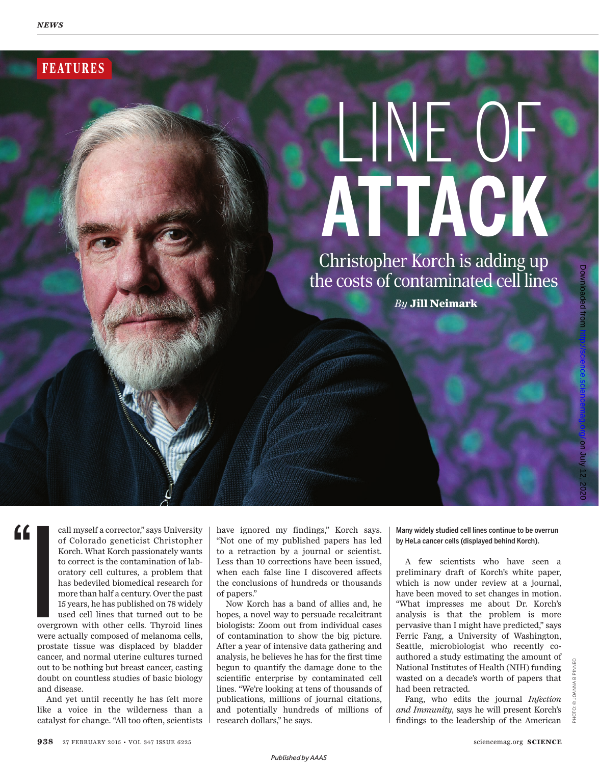FEATURES

# LINE OF ATTACK

## Christopher Korch is adding up the costs of contaminated cell lines

*By* **Jill Neimark**

"I call myself a corrector," says University of Colorado geneticist Christopher Korch. What Korch passionately wants to correct is the contamination of laboratory cell cultures, a problem that has bedeviled biomedical research for more than half a century. Over the past 15 years, he has published on 78 widely used cell lines that turned out to be overgrown with other cells. Thyroid lines were actually composed of melanoma cells, prostate tissue was displaced by bladder cancer, and normal uterine cultures turned out to be nothing but breast cancer, casting doubt on countless studies of basic biology and disease.

And yet until recently he has felt more like a voice in the wilderness than a catalyst for change. "All too often, scientists have ignored my findings," Korch says. "Not one of my published papers has led to a retraction by a journal or scientist. Less than 10 corrections have been issued, when each false line I discovered affects the conclusions of hundreds or thousands of papers."

Now Korch has a band of allies and, he hopes, a novel way to persuade recalcitrant biologists: Zoom out from individual cases of contamination to show the big picture. After a year of intensive data gathering and analysis, he believes he has for the first time begun to quantify the damage done to the scientific enterprise by contaminated cell lines. "We're looking at tens of thousands of publications, millions of journal citations, and potentially hundreds of millions of research dollars," he says.

Many widely studied cell lines continue to be overrun by HeLa cancer cells (displayed behind Korch).

A few scientists who have seen a preliminary draft of Korch's white paper, which is now under review at a journal, have been moved to set changes in motion. "What impresses me about Dr. Korch's analysis is that the problem is more pervasive than I might have predicted," says Ferric Fang, a University of Washington, Seattle, microbiologist who recently co-authored a study estimating the amount of National Institutes of Health (NIH) funding wasted on a decade's worth of papers that had been retracted.

Fang, who edits the journal *Infection and Immunity*, says he will present Korch's findings to the leadership of the American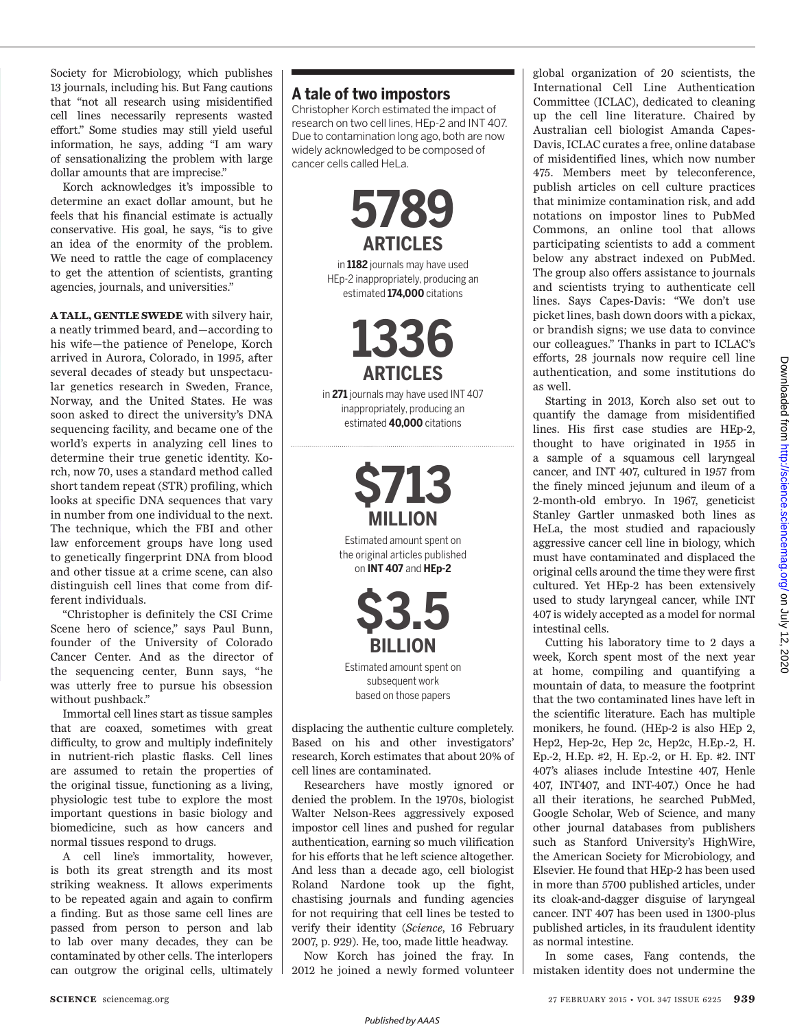Society for Microbiology, which publishes 13 journals, including his. But Fang cautions that "not all research using misidentified cell lines necessarily represents wasted effort." Some studies may still yield useful information, he says, adding "I am wary of sensationalizing the problem with large dollar amounts that are imprecise."

Korch acknowledges it's impossible to determine an exact dollar amount, but he feels that his financial estimate is actually conservative. His goal, he says, "is to give an idea of the enormity of the problem. We need to rattle the cage of complacency to get the attention of scientists, granting agencies, journals, and universities."

**A TALL, GENTLE SWEDE** with silvery hair, a neatly trimmed beard, and—according to his wife—the patience of Penelope, Korch arrived in Aurora, Colorado, in 1995, after several decades of steady but unspectacular genetics research in Sweden, France, Norway, and the United States. He was soon asked to direct the university's DNA sequencing facility, and became one of the world's experts in analyzing cell lines to determine their true genetic identity. Korch, now 70, uses a standard method called short tandem repeat (STR) profiling, which looks at specific DNA sequences that vary in number from one individual to the next. The technique, which the FBI and other law enforcement groups have long used to genetically fingerprint DNA from blood and other tissue at a crime scene, can also distinguish cell lines that come from different individuals.

"Christopher is definitely the CSI Crime Scene hero of science," says Paul Bunn, founder of the University of Colorado Cancer Center. And as the director of the sequencing center, Bunn says, "he was utterly free to pursue his obsession without pushback."

Immortal cell lines start as tissue samples that are coaxed, sometimes with great difficulty, to grow and multiply indefinitely in nutrient-rich plastic flasks. Cell lines are assumed to retain the properties of the original tissue, functioning as a living, physiologic test tube to explore the most important questions in basic biology and biomedicine, such as how cancers and normal tissues respond to drugs.

A cell line's immortality, however, is both its great strength and its most striking weakness. It allows experiments to be repeated again and again to confirm a finding. But as those same cell lines are passed from person to person and lab to lab over many decades, they can be contaminated by other cells. The interlopers can outgrow the original cells, ultimately displacing the authentic culture completely. Based on his and other investigators' research, Korch estimates that about 20% of cell lines are contaminated.

Researchers have mostly ignored or denied the problem. In the 1970s, biologist Walter Nelson-Rees aggressively exposed impostor cell lines and pushed for regular authentication, earning so much vilification for his efforts that he left science altogether. And less than a decade ago, cell biologist Roland Nardone took up the fight, chastising journals and funding agencies for not requiring that cell lines be tested to verify their identity (*Science*, 16 February 2007, p. 929). He, too, made little headway.

Now Korch has joined the fray. In 2012 he joined a newly formed volunteer global organization of 20 scientists, the International Cell Line Authentication Committee (ICLAC), dedicated to cleaning up the cell line literature. Chaired by Australian cell biologist Amanda Capes-Davis, ICLAC curates a free, online database of misidentified lines, which now number 475. Members meet by teleconference, publish articles on cell culture practices that minimize contamination risk, and add notations on impostor lines to PubMed Commons, an online tool that allows participating scientists to add a comment below any abstract indexed on PubMed. The group also offers assistance to journals and scientists trying to authenticate cell lines. Says Capes-Davis: "We don't use picket lines, bash down doors with a pickax, or brandish signs; we use data to convince our colleagues." Thanks in part to ICLAC's efforts, 28 journals now require cell line authentication, and some institutions do as well.

Starting in 2013, Korch also set out to quantify the damage from misidentified lines. His first case studies are HEp-2, thought to have originated in 1955 in a sample of a squamous cell laryngeal cancer, and INT 407, cultured in 1957 from the finely minced jejunum and ileum of a 2-month-old embryo. In 1967, geneticist Stanley Gartler unmasked both lines as HeLa, the most studied and rapaciously aggressive cancer cell line in biology, which must have contaminated and displaced the original cells around the time they were first cultured. Yet HEp-2 has been extensively used to study laryngeal cancer, while INT 407 is widely accepted as a model for normal intestinal cells.

Cutting his laboratory time to 2 days a week, Korch spent most of the next year at home, compiling and quantifying a mountain of data, to measure the footprint that the two contaminated lines have left in the scientific literature. Each has multiple monikers, he found. (HEp-2 is also HEp 2, Hep2, Hep-2c, Hep 2c, Hep2c, H.Ep.-2, H. Ep.-2, H.Ep. #2, H. Ep.-2, or H. Ep. #2. INT 407's aliases include Intestine 407, Henle 407, INT407, and INT-407.) Once he had all their iterations, he searched PubMed, Google Scholar, Web of Science, and many other journal databases from publishers such as Stanford University's HighWire, the American Society for Microbiology, and Elsevier. He found that HEp-2 has been used in more than 5700 published articles, under its cloak-and-dagger disguise of laryngeal cancer. INT 407 has been used in 1300-plus published articles, in its fraudulent identity as normal intestine.

In some cases, Fang contends, the mistaken identity does not undermine the

## A tale of two impostors

Christopher Korch estimated the impact of research on two cell lines, HEp-2 and INT 407. Due to contamination long ago, both are now widely acknowledged to be composed of cancer cells called HeLa.

**5789 ARTICLES**

in **1182** journals may have used HEp-2 inappropriately, producing an estimated **174,000** citations

**1336 ARTICLES**

in **271** journals may have used INT 407 inappropriately, producing an estimated **40,000** citations

**$713 MILLION**

Estimated amount spent on the original articles published on **INT 407** and **HEp-2**

**$3.5 BILLION**

Estimated amount spent on subsequent work based on those papers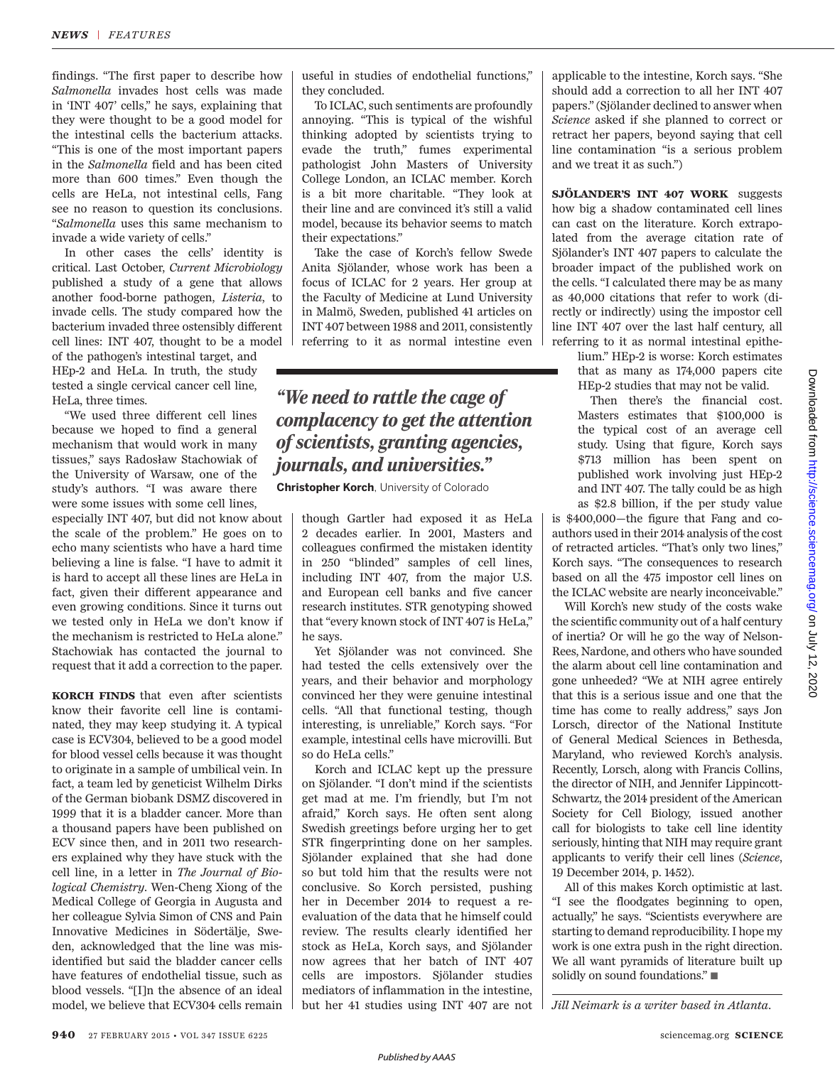findings. "The first paper to describe how *Salmonella* invades host cells was made in 'INT 407' cells," he says, explaining that they were thought to be a good model for the intestinal cells the bacterium attacks. "This is one of the most important papers in the *Salmonella* field and has been cited more than 600 times." Even though the cells are HeLa, not intestinal cells, Fang see no reason to question its conclusions. "*Salmonella* uses this same mechanism to invade a wide variety of cells."

In other cases the cells' identity is critical. Last October, *Current Microbiology* published a study of a gene that allows another food-borne pathogen, *Listeria*, to invade cells. The study compared how the bacterium invaded three ostensibly different cell lines: INT 407, thought to be a model of the pathogen's intestinal target, and HEp-2 and HeLa. In truth, the study tested a single cervical cancer cell line, HeLa, three times.

"We used three different cell lines because we hoped to find a general mechanism that would work in many tissues," says Radosław Stachowiak of the University of Warsaw, one of the study's authors. "I was aware there were some issues with some cell lines, especially INT 407, but did not know about the scale of the problem." He goes on to echo many scientists who have a hard time believing a line is false. "I have to admit it is hard to accept all these lines are HeLa in fact, given their different appearance and even growing conditions. Since it turns out we tested only in HeLa we don't know if the mechanism is restricted to HeLa alone." Stachowiak has contacted the journal to request that it add a correction to the paper.

**KORCH FINDS** that even after scientists know their favorite cell line is contaminated, they may keep studying it. A typical case is ECV304, believed to be a good model for blood vessel cells because it was thought to originate in a sample of umbilical vein. In fact, a team led by geneticist Wilhelm Dirks of the German biobank DSMZ discovered in 1999 that it is a bladder cancer. More than a thousand papers have been published on ECV since then, and in 2011 two researchers explained why they have stuck with the cell line, in a letter in *The Journal of Biological Chemistry*. Wen-Cheng Xiong of the Medical College of Georgia in Augusta and her colleague Sylvia Simon of CNS and Pain Innovative Medicines in Södertälje, Sweden, acknowledged that the line was misidentified but said the bladder cancer cells have features of endothelial tissue, such as blood vessels. "[I]n the absence of an ideal model, we believe that ECV304 cells remain useful in studies of endothelial functions," they concluded.

To ICLAC, such sentiments are profoundly annoying. "This is typical of the wishful thinking adopted by scientists trying to evade the truth," fumes experimental pathologist John Masters of University College London, an ICLAC member. Korch is a bit more charitable. "They look at their line and are convinced it's still a valid model, because its behavior seems to match their expectations."

Take the case of Korch's fellow Swede Anita Sjölander, whose work has been a focus of ICLAC for 2 years. Her group at the Faculty of Medicine at Lund University in Malmö, Sweden, published 41 articles on INT 407 between 1988 and 2011, consistently referring to it as normal intestine even though Gartler had exposed it as HeLa 2 decades earlier. In 2001, Masters and colleagues confirmed the mistaken identity in 250 "blinded" samples of cell lines, including INT 407, from the major U.S. and European cell banks and five cancer research institutes. STR genotyping showed that "every known stock of INT 407 is HeLa," he says.

> *"We need to rattle the cage of complacency to get the attention of scientists, granting agencies, journals, and universities."*
>
> **Christopher Korch**, University of Colorado

Yet Sjölander was not convinced. She had tested the cells extensively over the years, and their behavior and morphology convinced her they were genuine intestinal cells. "All that functional testing, though interesting, is unreliable," Korch says. "For example, intestinal cells have microvilli. But so do HeLa cells."

Korch and ICLAC kept up the pressure on Sjölander. "I don't mind if the scientists get mad at me. I'm friendly, but I'm not afraid," Korch says. He often sent along Swedish greetings before urging her to get STR fingerprinting done on her samples. Sjölander explained that she had done so but told him that the results were not conclusive. So Korch persisted, pushing her in December 2014 to request a reevaluation of the data that he himself could review. The results clearly identified her stock as HeLa, Korch says, and Sjölander now agrees that her batch of INT 407 cells are impostors. Sjölander studies mediators of inflammation in the intestine, but her 41 studies using INT 407 are not applicable to the intestine, Korch says. "She should add a correction to all her INT 407 papers." (Sjölander declined to answer when *Science* asked if she planned to correct or retract her papers, beyond saying that cell line contamination "is a serious problem and we treat it as such.")

**SJÖLANDER'S INT 407 WORK** suggests how big a shadow contaminated cell lines can cast on the literature. Korch extrapolated from the average citation rate of Sjölander's INT 407 papers to calculate the broader impact of the published work on the cells. "I calculated there may be as many as 40,000 citations that refer to work (directly or indirectly) using the impostor cell line INT 407 over the last half century, all referring to it as normal intestinal epithelium." HEp-2 is worse: Korch estimates that as many as 174,000 papers cite HEp-2 studies that may not be valid.

Then there's the financial cost. Masters estimates that \$100,000 is the typical cost of an average cell study. Using that figure, Korch says \$713 million has been spent on published work involving just HEp-2 and INT 407. The tally could be as high as \$2.8 billion, if the per study value is \$400,000—the figure that Fang and coauthors used in their 2014 analysis of the cost of retracted articles. "That's only two lines," Korch says. "The consequences to research based on all the 475 impostor cell lines on the ICLAC website are nearly inconceivable."

Will Korch's new study of the costs wake the scientific community out of a half century of inertia? Or will he go the way of Nelson-Rees, Nardone, and others who have sounded the alarm about cell line contamination and gone unheeded? "We at NIH agree entirely that this is a serious issue and one that the time has come to really address," says Jon Lorsch, director of the National Institute of General Medical Sciences in Bethesda, Maryland, who reviewed Korch's analysis. Recently, Lorsch, along with Francis Collins, the director of NIH, and Jennifer Lippincott-Schwartz, the 2014 president of the American Society for Cell Biology, issued another call for biologists to take cell line identity seriously, hinting that NIH may require grant applicants to verify their cell lines (*Science*, 19 December 2014, p. 1452).

All of this makes Korch optimistic at last. "I see the floodgates beginning to open, actually," he says. "Scientists everywhere are starting to demand reproducibility. I hope my work is one extra push in the right direction. We all want pyramids of literature built up solidly on sound foundations." ■

*Jill Neimark is a writer based in Atlanta.*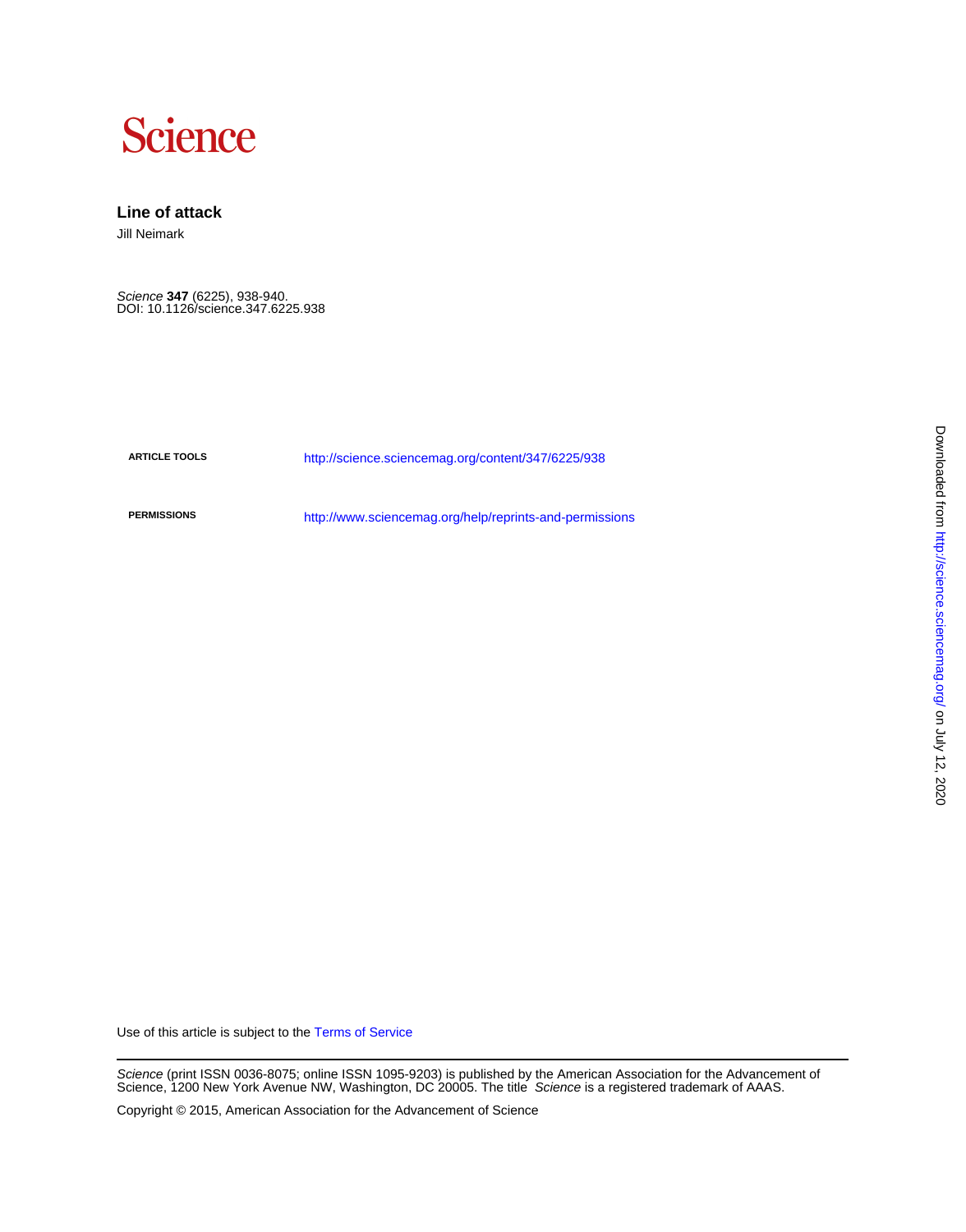# Science

## Line of attack

Jill Neimark

*Science* **347** (6225), 938-940.
DOI: 10.1126/science.347.6225.938

**ARTICLE TOOLS** http://science.sciencemag.org/content/347/6225/938

**PERMISSIONS** http://www.sciencemag.org/help/reprints-and-permissions

Use of this article is subject to the Terms of Service

*Science* (print ISSN 0036-8075; online ISSN 1095-9203) is published by the American Association for the Advancement of Science, 1200 New York Avenue NW, Washington, DC 20005. The title *Science* is a registered trademark of AAAS.

Copyright © 2015, American Association for the Advancement of Science

Downloaded from http://science.sciencemag.org/ on July 12, 2020